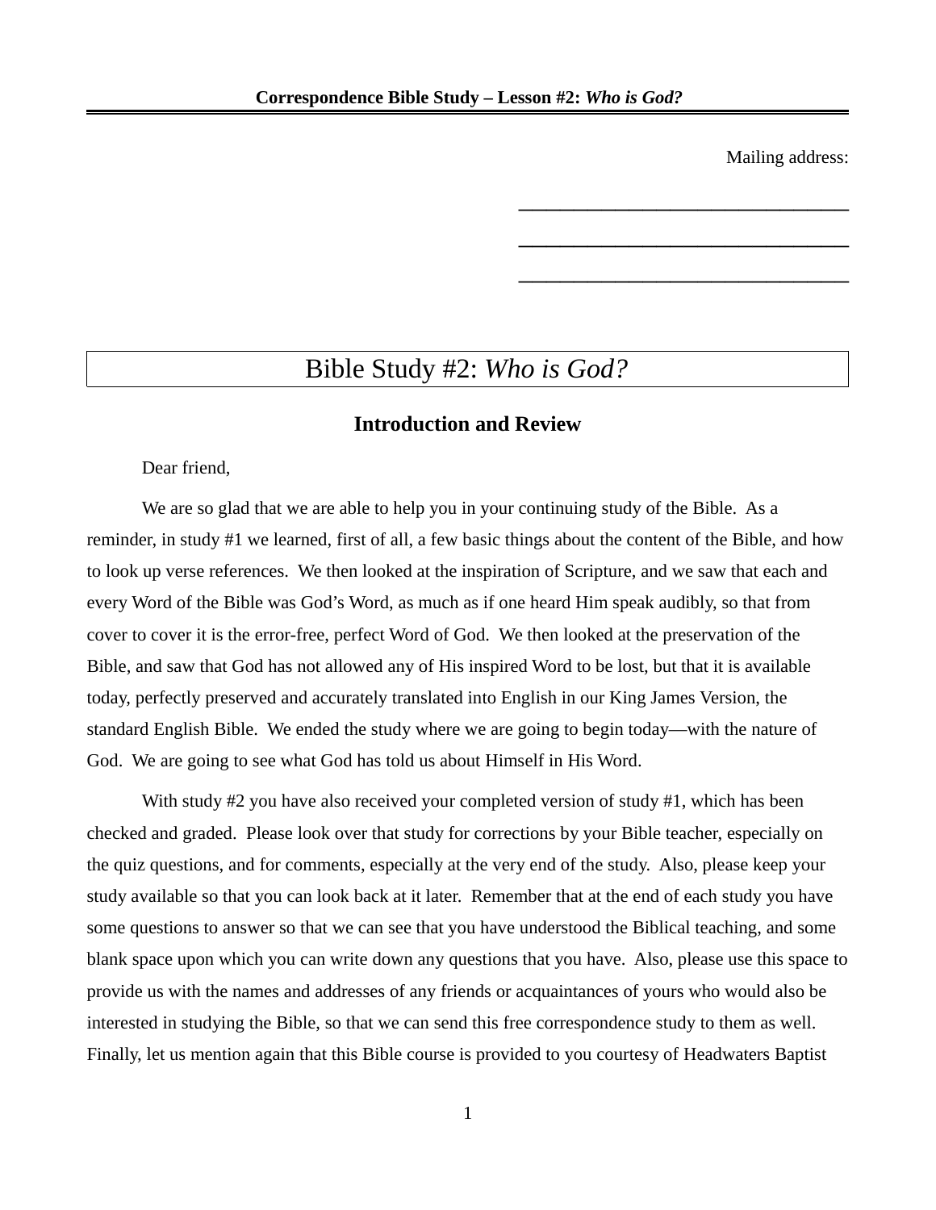Mailing address:

\_\_\_\_\_\_\_\_\_\_\_\_\_\_\_\_\_\_\_\_\_\_\_\_\_\_\_\_\_\_\_\_\_\_

\_\_\_\_\_\_\_\_\_\_\_\_\_\_\_\_\_\_\_\_\_\_\_\_\_\_\_\_\_\_\_\_\_\_

\_\_\_\_\_\_\_\_\_\_\_\_\_\_\_\_\_\_\_\_\_\_\_\_\_\_\_\_\_\_\_\_\_\_

# Bible Study #2: *Who is God?*

## Introduction and Review

Dear friend,

We are so glad that we are able to help you in your continuing study of the Bible. As a reminder, in study #1 we learned, first of all, a few basic things about the content of the Bible, and how to look up verse references. We then looked at the inspiration of Scripture, and we saw that each and every Word of the Bible was God's Word, as much as if one heard Him speak audibly, so that from cover to cover it is the error-free, perfect Word of God. We then looked at the preservation of the Bible, and saw that God has not allowed any of His inspired Word to be lost, but that it is available today, perfectly preserved and accurately translated into English in our King James Version, the standard English Bible. We ended the study where we are going to begin today—with the nature of God. We are going to see what God has told us about Himself in His Word.

With study #2 you have also received your completed version of study #1, which has been checked and graded. Please look over that study for corrections by your Bible teacher, especially on the quiz questions, and for comments, especially at the very end of the study. Also, please keep your study available so that you can look back at it later. Remember that at the end of each study you have some questions to answer so that we can see that you have understood the Biblical teaching, and some blank space upon which you can write down any questions that you have. Also, please use this space to provide us with the names and addresses of any friends or acquaintances of yours who would also be interested in studying the Bible, so that we can send this free correspondence study to them as well. Finally, let us mention again that this Bible course is provided to you courtesy of Headwaters Baptist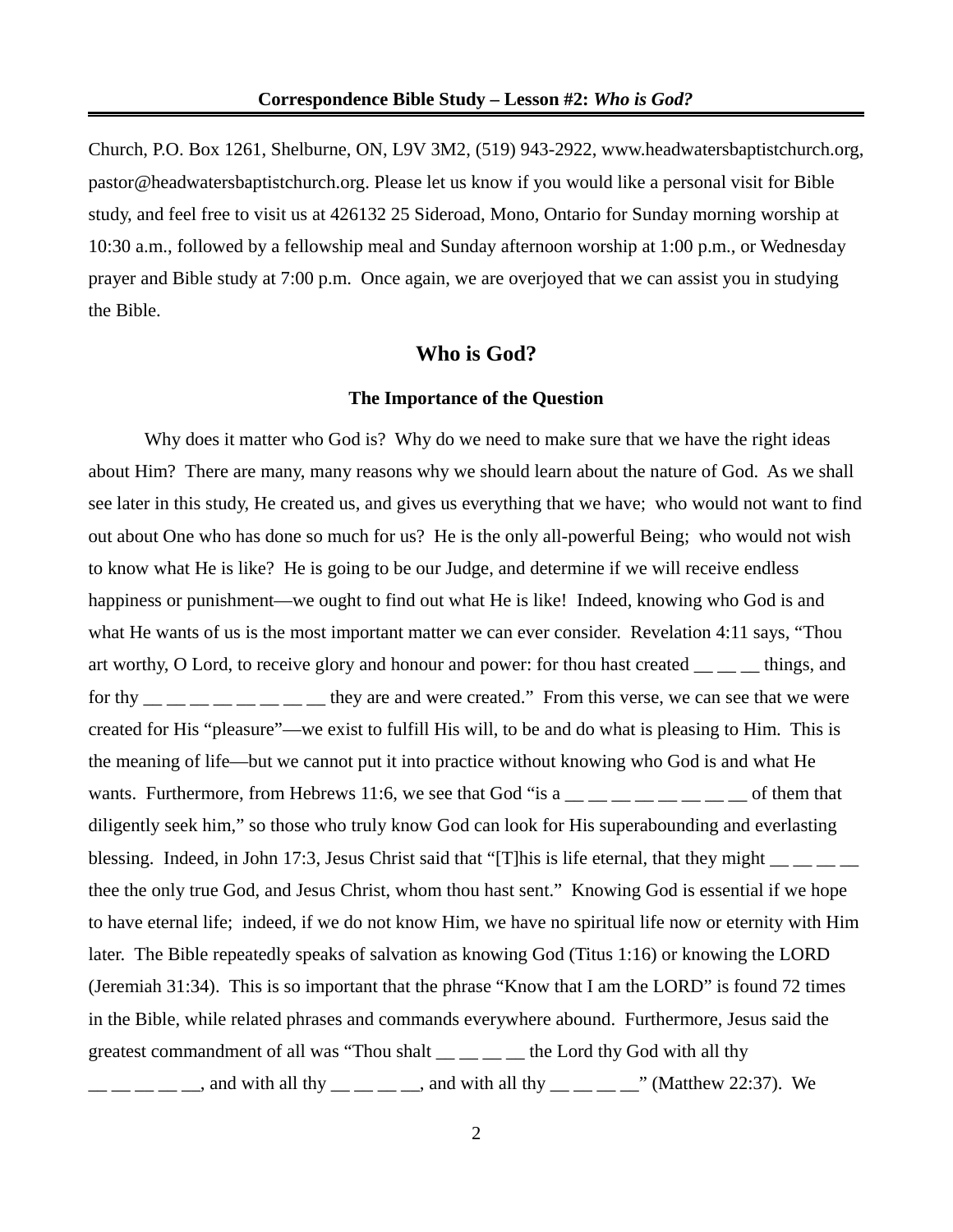Church, P.O. Box 1261, Shelburne, ON, L9V 3M2, (519) 943-2922, www.headwatersbaptistchurch.org, pastor@headwatersbaptistchurch.org. Please let us know if you would like a personal visit for Bible study, and feel free to visit us at 426132 25 Sideroad, Mono, Ontario for Sunday morning worship at 10:30 a.m., followed by a fellowship meal and Sunday afternoon worship at 1:00 p.m., or Wednesday prayer and Bible study at 7:00 p.m. Once again, we are overjoyed that we can assist you in studying the Bible.

## Who is God?

### The Importance of the Question

Why does it matter who God is? Why do we need to make sure that we have the right ideas about Him? There are many, many reasons why we should learn about the nature of God. As we shall see later in this study, He created us, and gives us everything that we have; who would not want to find out about One who has done so much for us? He is the only all-powerful Being; who would not wish to know what He is like? He is going to be our Judge, and determine if we will receive endless happiness or punishment—we ought to find out what He is like! Indeed, knowing who God is and what He wants of us is the most important matter we can ever consider. Revelation 4:11 says, "Thou art worthy, O Lord, to receive glory and honour and power: for thou hast created __ __ __ things, and for thy __ __ __ __ __ __ __ __ they are and were created." From this verse, we can see that we were created for His "pleasure"—we exist to fulfill His will, to be and do what is pleasing to Him. This is the meaning of life—but we cannot put it into practice without knowing who God is and what He wants. Furthermore, from Hebrews 11:6, we see that God "is a __ __ __ __ __ __ __ __ of them that diligently seek him," so those who truly know God can look for His superabounding and everlasting blessing. Indeed, in John 17:3, Jesus Christ said that "[T]his is life eternal, that they might __ __ __ __ thee the only true God, and Jesus Christ, whom thou hast sent." Knowing God is essential if we hope to have eternal life; indeed, if we do not know Him, we have no spiritual life now or eternity with Him later. The Bible repeatedly speaks of salvation as knowing God (Titus 1:16) or knowing the LORD (Jeremiah 31:34). This is so important that the phrase "Know that I am the LORD" is found 72 times in the Bible, while related phrases and commands everywhere abound. Furthermore, Jesus said the greatest commandment of all was "Thou shalt __ __ __ __ the Lord thy God with all thy __ __ __ __ __, and with all thy __ __ __ __, and with all thy __ __ __ __" (Matthew 22:37). We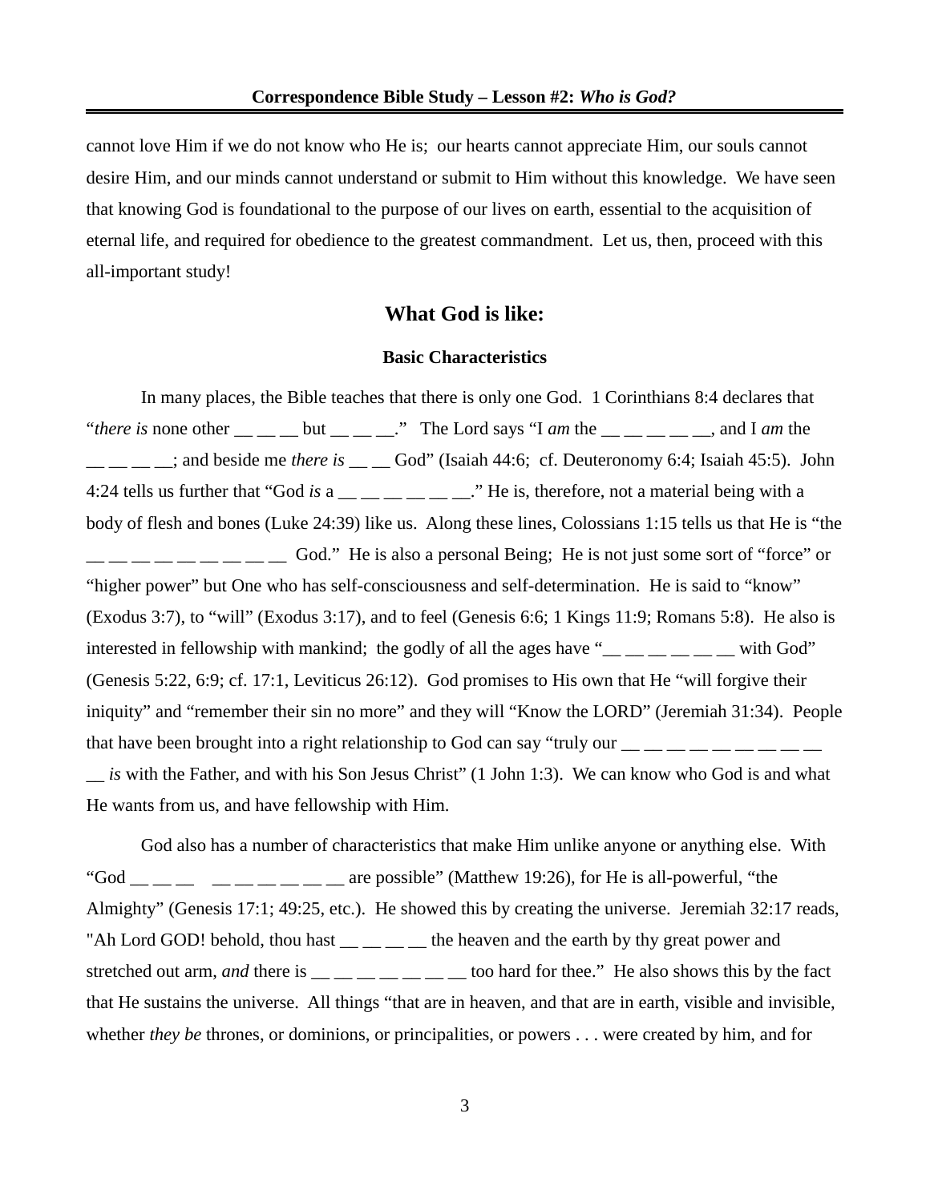cannot love Him if we do not know who He is; our hearts cannot appreciate Him, our souls cannot desire Him, and our minds cannot understand or submit to Him without this knowledge. We have seen that knowing God is foundational to the purpose of our lives on earth, essential to the acquisition of eternal life, and required for obedience to the greatest commandment. Let us, then, proceed with this all-important study!

## What God is like:

### Basic Characteristics

In many places, the Bible teaches that there is only one God. 1 Corinthians 8:4 declares that "*there is* none other __ __ __ but __ __ __." The Lord says "I *am* the __ __ __ __ __, and I *am* the __ __ __ __; and beside me *there is* __ __ God" (Isaiah 44:6; cf. Deuteronomy 6:4; Isaiah 45:5). John 4:24 tells us further that "God *is* a __ __ __ __ __ __." He is, therefore, not a material being with a body of flesh and bones (Luke 24:39) like us. Along these lines, Colossians 1:15 tells us that He is "the __ __ __ __ __ __ __ __ __ God." He is also a personal Being; He is not just some sort of "force" or "higher power" but One who has self-consciousness and self-determination. He is said to "know" (Exodus 3:7), to "will" (Exodus 3:17), and to feel (Genesis 6:6; 1 Kings 11:9; Romans 5:8). He also is interested in fellowship with mankind; the godly of all the ages have "__ __ __ __ __ __ with God" (Genesis 5:22, 6:9; cf. 17:1, Leviticus 26:12). God promises to His own that He "will forgive their iniquity" and "remember their sin no more" and they will "Know the LORD" (Jeremiah 31:34). People that have been brought into a right relationship to God can say "truly our __ __ __ __ __ __ __ __ __ __ *is* with the Father, and with his Son Jesus Christ" (1 John 1:3). We can know who God is and what He wants from us, and have fellowship with Him.

God also has a number of characteristics that make Him unlike anyone or anything else. With "God __ __ __ __ __ __ __ __ __ are possible" (Matthew 19:26), for He is all-powerful, "the Almighty" (Genesis 17:1; 49:25, etc.). He showed this by creating the universe. Jeremiah 32:17 reads, "Ah Lord GOD! behold, thou hast __ __ __ __ the heaven and the earth by thy great power and stretched out arm, *and* there is __ __ __ __ __ __ __ too hard for thee." He also shows this by the fact that He sustains the universe. All things "that are in heaven, and that are in earth, visible and invisible, whether *they be* thrones, or dominions, or principalities, or powers . . . were created by him, and for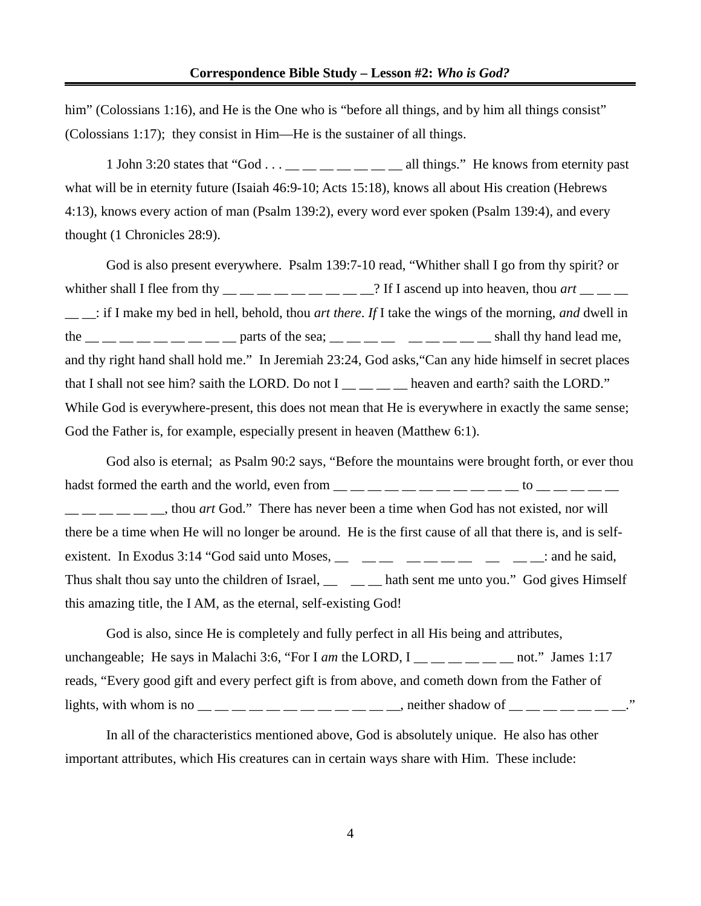him" (Colossians 1:16), and He is the One who is "before all things, and by him all things consist" (Colossians 1:17); they consist in Him—He is the sustainer of all things.

1 John 3:20 states that "God . . . __ __ __ __ __ __ __ all things." He knows from eternity past what will be in eternity future (Isaiah 46:9-10; Acts 15:18), knows all about His creation (Hebrews 4:13), knows every action of man (Psalm 139:2), every word ever spoken (Psalm 139:4), and every thought (1 Chronicles 28:9).

God is also present everywhere. Psalm 139:7-10 read, "Whither shall I go from thy spirit? or whither shall I flee from thy __ __ __ __ __ __ __ __ __? If I ascend up into heaven, thou *art* __ __ __ __ __: if I make my bed in hell, behold, thou *art there*. *If* I take the wings of the morning, *and* dwell in the __ __ __ __ __ __ __ __ __ parts of the sea; __ __ __ __ __ __ __ __ __ shall thy hand lead me, and thy right hand shall hold me." In Jeremiah 23:24, God asks,"Can any hide himself in secret places that I shall not see him? saith the LORD. Do not I __ __ __ __ heaven and earth? saith the LORD." While God is everywhere-present, this does not mean that He is everywhere in exactly the same sense; God the Father is, for example, especially present in heaven (Matthew 6:1).

God also is eternal; as Psalm 90:2 says, "Before the mountains were brought forth, or ever thou hadst formed the earth and the world, even from __ __ __ __ __ __ __ __ __ __ __ to __ __ __ __ __ __ __ __ __ __ __, thou *art* God." There has never been a time when God has not existed, nor will there be a time when He will no longer be around. He is the first cause of all that there is, and is self-existent. In Exodus 3:14 "God said unto Moses, __ __ __ __ __ __ __ __ __ __: and he said, Thus shalt thou say unto the children of Israel, __ __ __ hath sent me unto you." God gives Himself this amazing title, the I AM, as the eternal, self-existing God!

God is also, since He is completely and fully perfect in all His being and attributes, unchangeable; He says in Malachi 3:6, "For I *am* the LORD, I __ __ __ __ __ __ not." James 1:17 reads, "Every good gift and every perfect gift is from above, and cometh down from the Father of lights, with whom is no __ __ __ __ __ __ __ __ __ __ __ __, neither shadow of __ __ __ __ __ __ __."

In all of the characteristics mentioned above, God is absolutely unique. He also has other important attributes, which His creatures can in certain ways share with Him. These include: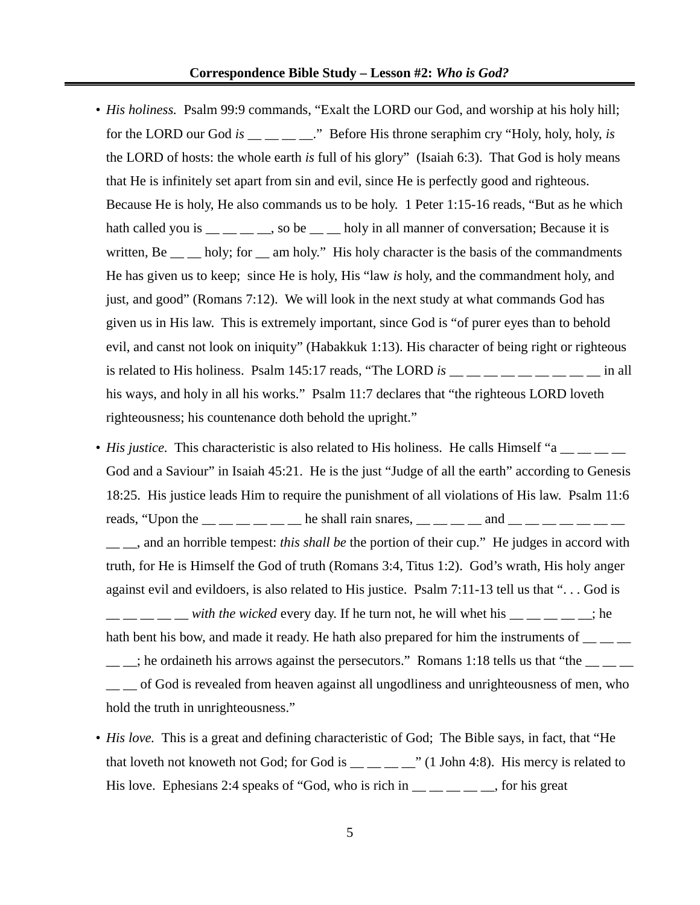- *His holiness.* Psalm 99:9 commands, "Exalt the LORD our God, and worship at his holy hill; for the LORD our God *is* __ __ __ __." Before His throne seraphim cry "Holy, holy, holy, *is* the LORD of hosts: the whole earth *is* full of his glory" (Isaiah 6:3). That God is holy means that He is infinitely set apart from sin and evil, since He is perfectly good and righteous. Because He is holy, He also commands us to be holy. 1 Peter 1:15-16 reads, "But as he which hath called you is __ __ __ __, so be __ __ holy in all manner of conversation; Because it is written, Be __ __ holy; for __ am holy." His holy character is the basis of the commandments He has given us to keep; since He is holy, His "law *is* holy, and the commandment holy, and just, and good" (Romans 7:12). We will look in the next study at what commands God has given us in His law. This is extremely important, since God is "of purer eyes than to behold evil, and canst not look on iniquity" (Habakkuk 1:13). His character of being right or righteous is related to His holiness. Psalm 145:17 reads, "The LORD *is* __ __ __ __ __ __ __ __ __ __ in all his ways, and holy in all his works." Psalm 11:7 declares that "the righteous LORD loveth righteousness; his countenance doth behold the upright."

- *His justice.* This characteristic is also related to His holiness. He calls Himself "a __ __ __ __ God and a Saviour" in Isaiah 45:21. He is the just "Judge of all the earth" according to Genesis 18:25. His justice leads Him to require the punishment of all violations of His law. Psalm 11:6 reads, "Upon the __ __ __ __ __ __ he shall rain snares, __ __ __ __ and __ __ __ __ __ __ __ __ __, and an horrible tempest: *this shall be* the portion of their cup." He judges in accord with truth, for He is Himself the God of truth (Romans 3:4, Titus 1:2). God's wrath, His holy anger against evil and evildoers, is also related to His justice. Psalm 7:11-13 tell us that ". . . God is __ __ __ __ __ *with the wicked* every day. If he turn not, he will whet his __ __ __ __ __; he hath bent his bow, and made it ready. He hath also prepared for him the instruments of __ __ __ __ __; he ordaineth his arrows against the persecutors." Romans 1:18 tells us that "the __ __ __ __ __ of God is revealed from heaven against all ungodliness and unrighteousness of men, who hold the truth in unrighteousness."

- *His love.* This is a great and defining characteristic of God; The Bible says, in fact, that "He that loveth not knoweth not God; for God is __ __ __ __" (1 John 4:8). His mercy is related to His love. Ephesians 2:4 speaks of "God, who is rich in __ __ __ __ __, for his great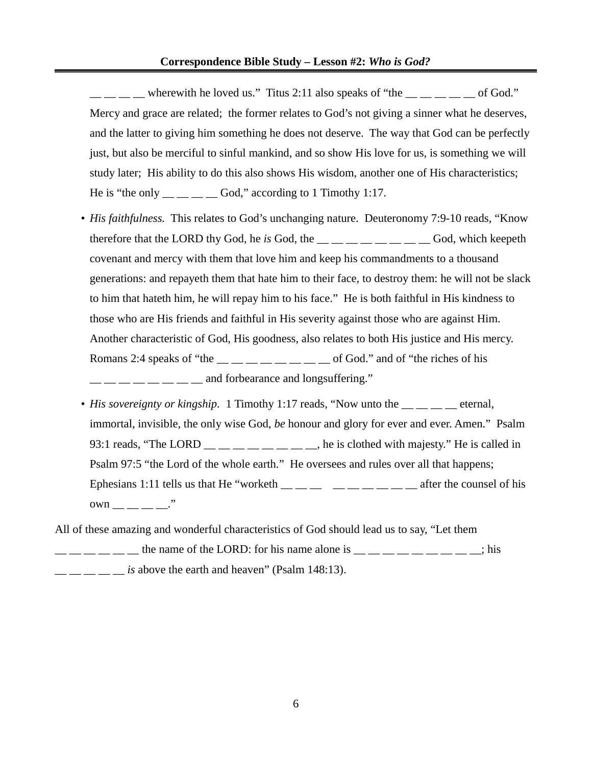__ __ __ __ wherewith he loved us." Titus 2:11 also speaks of "the __ __ __ __ __ of God." Mercy and grace are related; the former relates to God's not giving a sinner what he deserves, and the latter to giving him something he does not deserve. The way that God can be perfectly just, but also be merciful to sinful mankind, and so show His love for us, is something we will study later; His ability to do this also shows His wisdom, another one of His characteristics; He is "the only __ __ __ __ God," according to 1 Timothy 1:17.

- *His faithfulness.* This relates to God's unchanging nature. Deuteronomy 7:9-10 reads, "Know therefore that the LORD thy God, he *is* God, the __ __ __ __ __ __ __ __ God, which keepeth covenant and mercy with them that love him and keep his commandments to a thousand generations: and repayeth them that hate him to their face, to destroy them: he will not be slack to him that hateth him, he will repay him to his face." He is both faithful in His kindness to those who are His friends and faithful in His severity against those who are against Him. Another characteristic of God, His goodness, also relates to both His justice and His mercy. Romans 2:4 speaks of "the __ __ __ __ __ __ __ __ of God." and of "the riches of his __ __ __ __ __ __ __ __ and forbearance and longsuffering."
- *His sovereignty or kingship.* 1 Timothy 1:17 reads, "Now unto the __ __ __ __ eternal, immortal, invisible, the only wise God, *be* honour and glory for ever and ever. Amen." Psalm 93:1 reads, "The LORD __ __ __ __ __ __ __ __, he is clothed with majesty." He is called in Psalm 97:5 "the Lord of the whole earth." He oversees and rules over all that happens; Ephesians 1:11 tells us that He "worketh __ __ __  __ __ __ __ __ __ after the counsel of his own __ __ __ __."

All of these amazing and wonderful characteristics of God should lead us to say, "Let them __ __ __ __ __ __ the name of the LORD: for his name alone is __ __ __ __ __ __ __ __ __; his __ __ __ __ __ *is* above the earth and heaven" (Psalm 148:13).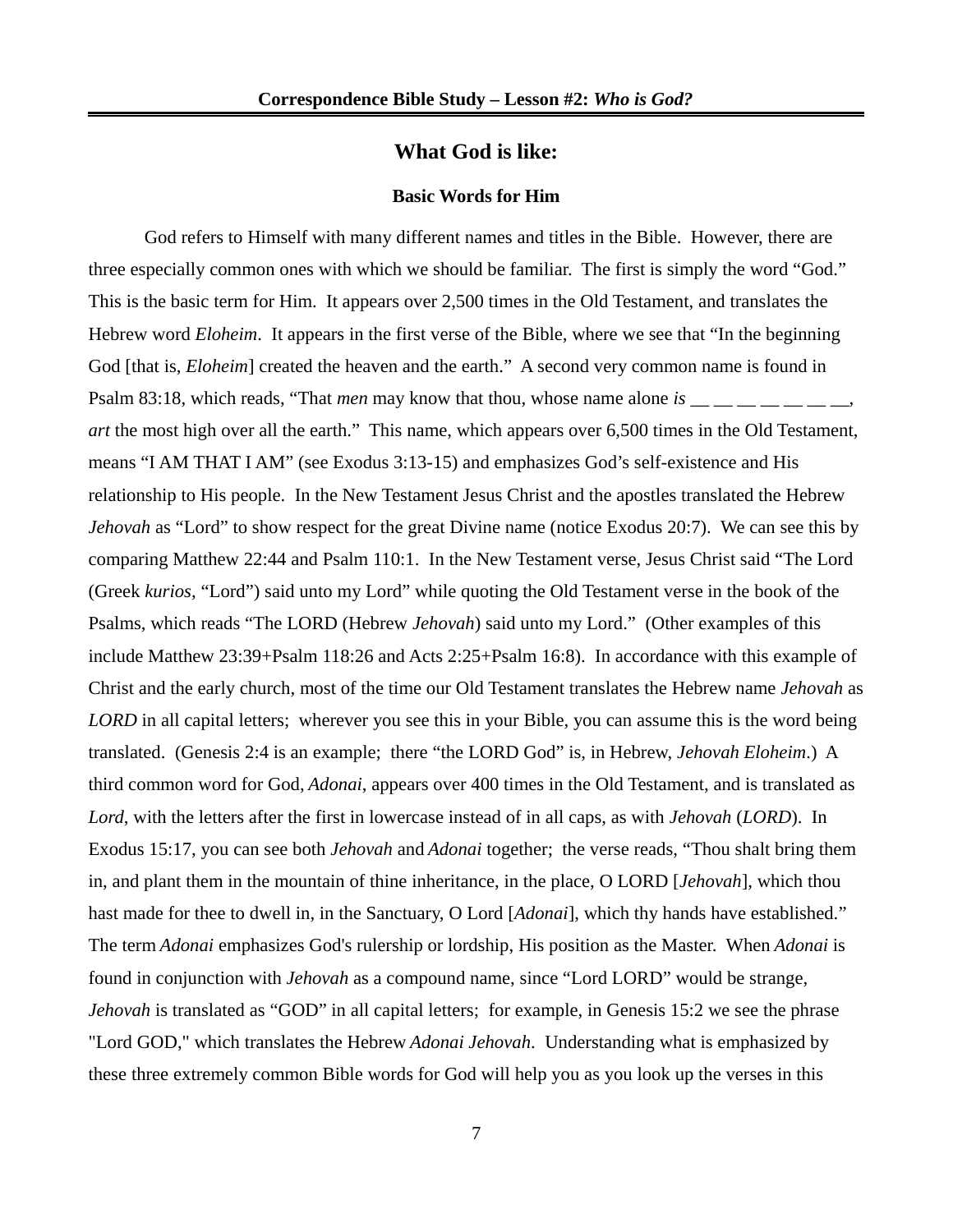## What God is like:

### Basic Words for Him

God refers to Himself with many different names and titles in the Bible. However, there are three especially common ones with which we should be familiar. The first is simply the word "God." This is the basic term for Him. It appears over 2,500 times in the Old Testament, and translates the Hebrew word *Eloheim*. It appears in the first verse of the Bible, where we see that "In the beginning God [that is, *Eloheim*] created the heaven and the earth." A second very common name is found in Psalm 83:18, which reads, "That *men* may know that thou, whose name alone *is* __ __ __ __ __ __ __, *art* the most high over all the earth." This name, which appears over 6,500 times in the Old Testament, means "I AM THAT I AM" (see Exodus 3:13-15) and emphasizes God's self-existence and His relationship to His people. In the New Testament Jesus Christ and the apostles translated the Hebrew *Jehovah* as "Lord" to show respect for the great Divine name (notice Exodus 20:7). We can see this by comparing Matthew 22:44 and Psalm 110:1. In the New Testament verse, Jesus Christ said "The Lord (Greek *kurios*, "Lord") said unto my Lord" while quoting the Old Testament verse in the book of the Psalms, which reads "The LORD (Hebrew *Jehovah*) said unto my Lord." (Other examples of this include Matthew 23:39+Psalm 118:26 and Acts 2:25+Psalm 16:8). In accordance with this example of Christ and the early church, most of the time our Old Testament translates the Hebrew name *Jehovah* as *LORD* in all capital letters; wherever you see this in your Bible, you can assume this is the word being translated. (Genesis 2:4 is an example; there "the LORD God" is, in Hebrew, *Jehovah Eloheim*.) A third common word for God, *Adonai*, appears over 400 times in the Old Testament, and is translated as *Lord*, with the letters after the first in lowercase instead of in all caps, as with *Jehovah* (*LORD*). In Exodus 15:17, you can see both *Jehovah* and *Adonai* together; the verse reads, "Thou shalt bring them in, and plant them in the mountain of thine inheritance, in the place, O LORD [*Jehovah*], which thou hast made for thee to dwell in, in the Sanctuary, O Lord [*Adonai*], which thy hands have established." The term *Adonai* emphasizes God's rulership or lordship, His position as the Master. When *Adonai* is found in conjunction with *Jehovah* as a compound name, since "Lord LORD" would be strange, *Jehovah* is translated as "GOD" in all capital letters; for example, in Genesis 15:2 we see the phrase "Lord GOD," which translates the Hebrew *Adonai Jehovah*. Understanding what is emphasized by these three extremely common Bible words for God will help you as you look up the verses in this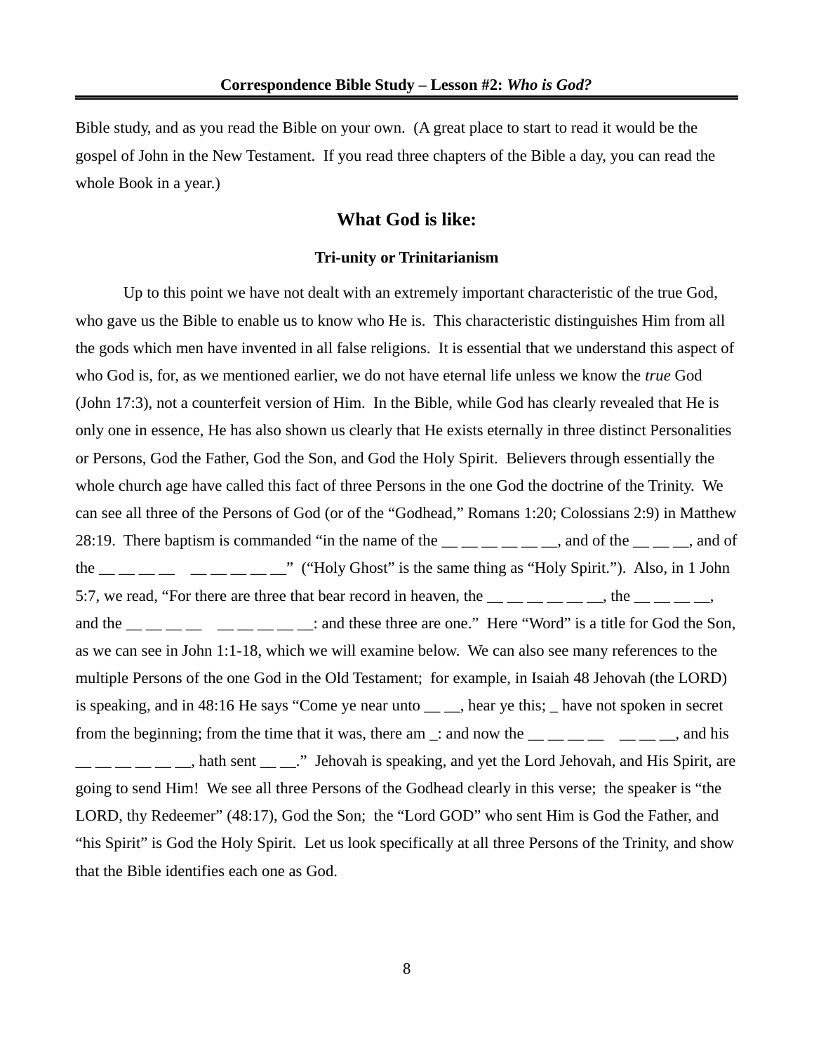Bible study, and as you read the Bible on your own. (A great place to start to read it would be the gospel of John in the New Testament. If you read three chapters of the Bible a day, you can read the whole Book in a year.)

## What God is like:

### Tri-unity or Trinitarianism

Up to this point we have not dealt with an extremely important characteristic of the true God, who gave us the Bible to enable us to know who He is. This characteristic distinguishes Him from all the gods which men have invented in all false religions. It is essential that we understand this aspect of who God is, for, as we mentioned earlier, we do not have eternal life unless we know the *true* God (John 17:3), not a counterfeit version of Him. In the Bible, while God has clearly revealed that He is only one in essence, He has also shown us clearly that He exists eternally in three distinct Personalities or Persons, God the Father, God the Son, and God the Holy Spirit. Believers through essentially the whole church age have called this fact of three Persons in the one God the doctrine of the Trinity. We can see all three of the Persons of God (or of the "Godhead," Romans 1:20; Colossians 2:9) in Matthew 28:19. There baptism is commanded "in the name of the __ __ __ __ __ __, and of the __ __ __, and of the __ __ __ __   __ __ __ __ __" ("Holy Ghost" is the same thing as "Holy Spirit."). Also, in 1 John 5:7, we read, "For there are three that bear record in heaven, the __ __ __ __ __ __, the __ __ __ __, and the __ __ __ __   __ __ __ __ __: and these three are one." Here "Word" is a title for God the Son, as we can see in John 1:1-18, which we will examine below. We can also see many references to the multiple Persons of the one God in the Old Testament; for example, in Isaiah 48 Jehovah (the LORD) is speaking, and in 48:16 He says "Come ye near unto __ __, hear ye this; _ have not spoken in secret from the beginning; from the time that it was, there am _: and now the __ __ __ __   __ __ __, and his __ __ __ __ __ __, hath sent __ __." Jehovah is speaking, and yet the Lord Jehovah, and His Spirit, are going to send Him! We see all three Persons of the Godhead clearly in this verse; the speaker is "the LORD, thy Redeemer" (48:17), God the Son; the "Lord GOD" who sent Him is God the Father, and "his Spirit" is God the Holy Spirit. Let us look specifically at all three Persons of the Trinity, and show that the Bible identifies each one as God.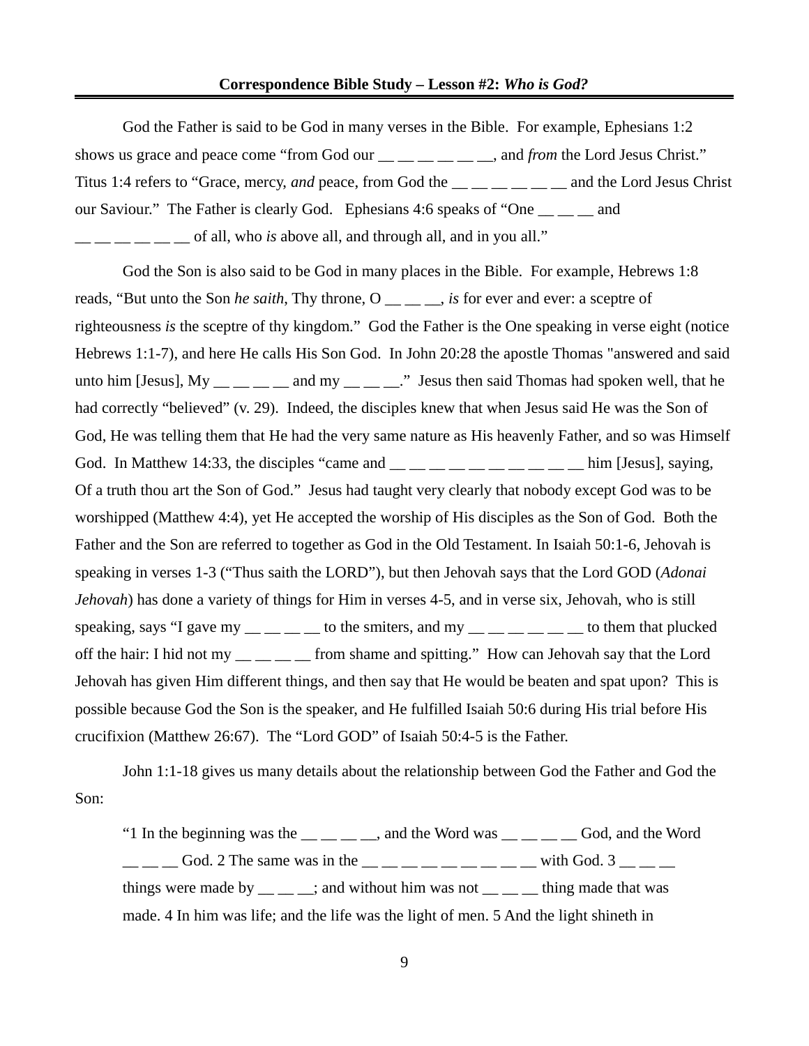God the Father is said to be God in many verses in the Bible. For example, Ephesians 1:2 shows us grace and peace come "from God our __ __ __ __ __ __, and *from* the Lord Jesus Christ." Titus 1:4 refers to "Grace, mercy, *and* peace, from God the __ __ __ __ __ __ and the Lord Jesus Christ our Saviour." The Father is clearly God. Ephesians 4:6 speaks of "One __ __ __ and __ __ __ __ __ __ of all, who *is* above all, and through all, and in you all."

God the Son is also said to be God in many places in the Bible. For example, Hebrews 1:8 reads, "But unto the Son *he saith*, Thy throne, O __ __ __, *is* for ever and ever: a sceptre of righteousness *is* the sceptre of thy kingdom." God the Father is the One speaking in verse eight (notice Hebrews 1:1-7), and here He calls His Son God. In John 20:28 the apostle Thomas "answered and said unto him [Jesus], My __ __ __ __ and my __ __ __." Jesus then said Thomas had spoken well, that he had correctly "believed" (v. 29). Indeed, the disciples knew that when Jesus said He was the Son of God, He was telling them that He had the very same nature as His heavenly Father, and so was Himself God. In Matthew 14:33, the disciples "came and __ __ __ __ __ __ __ __ __ __ him [Jesus], saying, Of a truth thou art the Son of God." Jesus had taught very clearly that nobody except God was to be worshipped (Matthew 4:4), yet He accepted the worship of His disciples as the Son of God. Both the Father and the Son are referred to together as God in the Old Testament. In Isaiah 50:1-6, Jehovah is speaking in verses 1-3 ("Thus saith the LORD"), but then Jehovah says that the Lord GOD (*Adonai Jehovah*) has done a variety of things for Him in verses 4-5, and in verse six, Jehovah, who is still speaking, says "I gave my __ __ __ __ to the smiters, and my __ __ __ __ __ __ to them that plucked off the hair: I hid not my __ __ __ __ from shame and spitting." How can Jehovah say that the Lord Jehovah has given Him different things, and then say that He would be beaten and spat upon? This is possible because God the Son is the speaker, and He fulfilled Isaiah 50:6 during His trial before His crucifixion (Matthew 26:67). The "Lord GOD" of Isaiah 50:4-5 is the Father.

John 1:1-18 gives us many details about the relationship between God the Father and God the Son:

> "1 In the beginning was the __ __ __ __, and the Word was __ __ __ __ God, and the Word __ __ __ God. 2 The same was in the __ __ __ __ __ __ __ __ __ with God. 3 __ __ __ things were made by __ __ __; and without him was not __ __ __ thing made that was made. 4 In him was life; and the life was the light of men. 5 And the light shineth in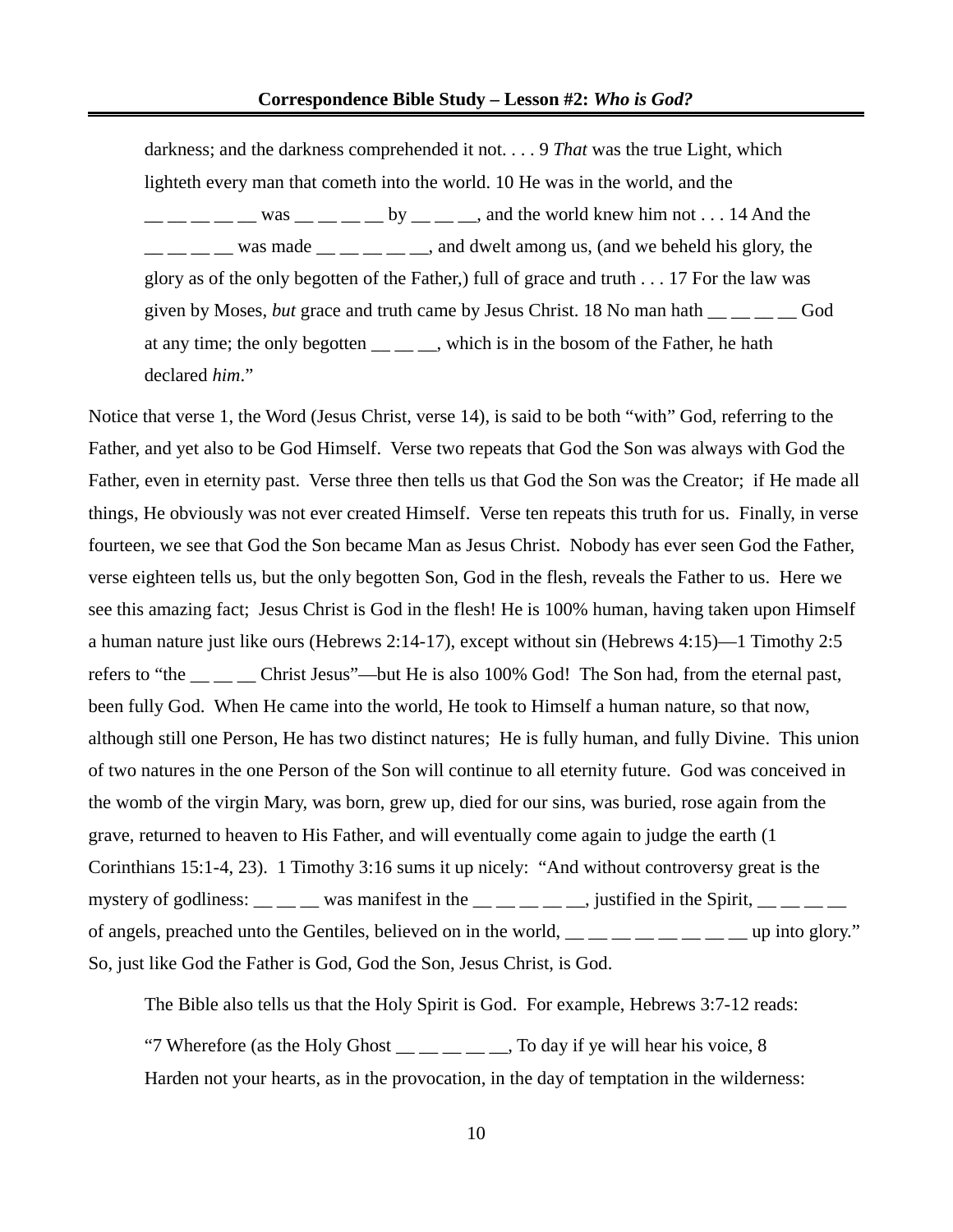darkness; and the darkness comprehended it not. . . . 9 *That* was the true Light, which lighteth every man that cometh into the world. 10 He was in the world, and the __ __ __ __ __ was __ __ __ __ by __ __ __, and the world knew him not . . . 14 And the __ __ __ __ was made __ __ __ __ __, and dwelt among us, (and we beheld his glory, the glory as of the only begotten of the Father,) full of grace and truth . . . 17 For the law was given by Moses, *but* grace and truth came by Jesus Christ. 18 No man hath __ __ __ __ God at any time; the only begotten __ __ __, which is in the bosom of the Father, he hath declared *him*."

Notice that verse 1, the Word (Jesus Christ, verse 14), is said to be both "with" God, referring to the Father, and yet also to be God Himself. Verse two repeats that God the Son was always with God the Father, even in eternity past. Verse three then tells us that God the Son was the Creator; if He made all things, He obviously was not ever created Himself. Verse ten repeats this truth for us. Finally, in verse fourteen, we see that God the Son became Man as Jesus Christ. Nobody has ever seen God the Father, verse eighteen tells us, but the only begotten Son, God in the flesh, reveals the Father to us. Here we see this amazing fact; Jesus Christ is God in the flesh! He is 100% human, having taken upon Himself a human nature just like ours (Hebrews 2:14-17), except without sin (Hebrews 4:15)—1 Timothy 2:5 refers to "the __ __ __ Christ Jesus"—but He is also 100% God! The Son had, from the eternal past, been fully God. When He came into the world, He took to Himself a human nature, so that now, although still one Person, He has two distinct natures; He is fully human, and fully Divine. This union of two natures in the one Person of the Son will continue to all eternity future. God was conceived in the womb of the virgin Mary, was born, grew up, died for our sins, was buried, rose again from the grave, returned to heaven to His Father, and will eventually come again to judge the earth (1 Corinthians 15:1-4, 23). 1 Timothy 3:16 sums it up nicely: "And without controversy great is the mystery of godliness: __ __ __ was manifest in the __ __ __ __ __, justified in the Spirit, __ __ __ __ of angels, preached unto the Gentiles, believed on in the world, __ __ __ __ __ __ __ __ up into glory." So, just like God the Father is God, God the Son, Jesus Christ, is God.

The Bible also tells us that the Holy Spirit is God. For example, Hebrews 3:7-12 reads:

"7 Wherefore (as the Holy Ghost __ __ __ __ __, To day if ye will hear his voice, 8 Harden not your hearts, as in the provocation, in the day of temptation in the wilderness: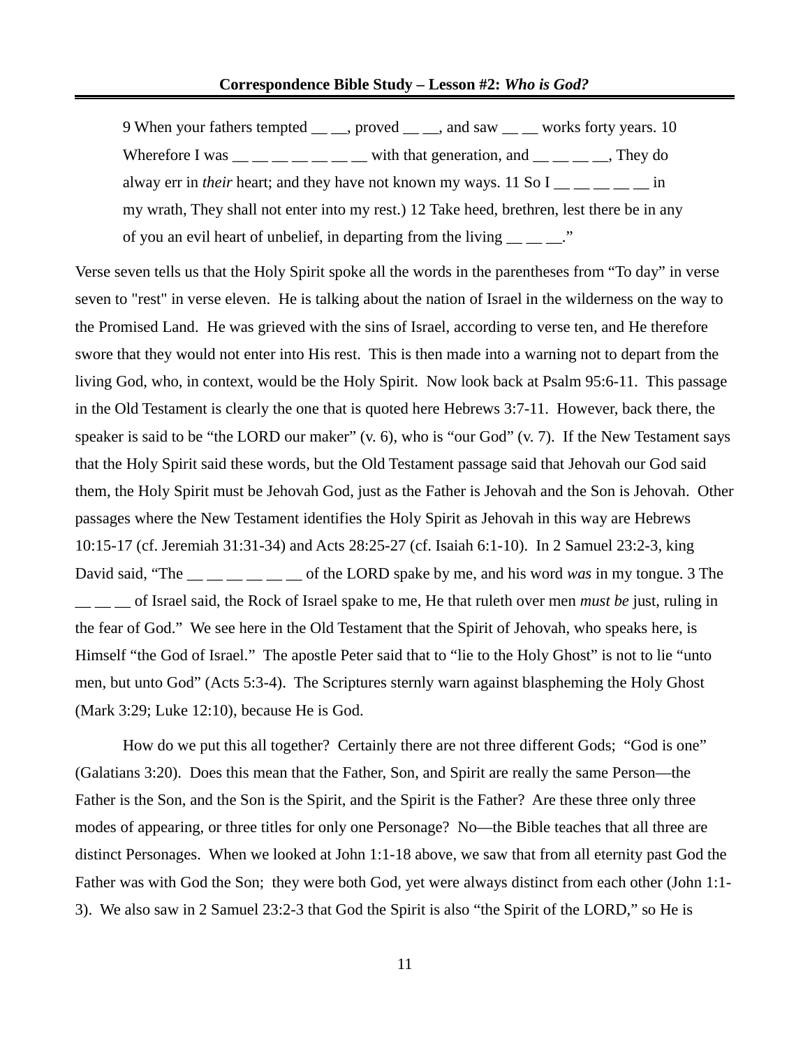9 When your fathers tempted __ __, proved __ __, and saw __ __ works forty years. 10 Wherefore I was __ __ __ __ __ __ __ with that generation, and __ __ __ __, They do alway err in *their* heart; and they have not known my ways. 11 So I __ __ __ __ __ in my wrath, They shall not enter into my rest.) 12 Take heed, brethren, lest there be in any of you an evil heart of unbelief, in departing from the living __ __ __."

Verse seven tells us that the Holy Spirit spoke all the words in the parentheses from "To day" in verse seven to "rest" in verse eleven. He is talking about the nation of Israel in the wilderness on the way to the Promised Land. He was grieved with the sins of Israel, according to verse ten, and He therefore swore that they would not enter into His rest. This is then made into a warning not to depart from the living God, who, in context, would be the Holy Spirit. Now look back at Psalm 95:6-11. This passage in the Old Testament is clearly the one that is quoted here Hebrews 3:7-11. However, back there, the speaker is said to be "the LORD our maker" (v. 6), who is "our God" (v. 7). If the New Testament says that the Holy Spirit said these words, but the Old Testament passage said that Jehovah our God said them, the Holy Spirit must be Jehovah God, just as the Father is Jehovah and the Son is Jehovah. Other passages where the New Testament identifies the Holy Spirit as Jehovah in this way are Hebrews 10:15-17 (cf. Jeremiah 31:31-34) and Acts 28:25-27 (cf. Isaiah 6:1-10). In 2 Samuel 23:2-3, king David said, "The __ __ __ __ __ __ of the LORD spake by me, and his word *was* in my tongue. 3 The __ __ __ of Israel said, the Rock of Israel spake to me, He that ruleth over men *must be* just, ruling in the fear of God." We see here in the Old Testament that the Spirit of Jehovah, who speaks here, is Himself "the God of Israel." The apostle Peter said that to "lie to the Holy Ghost" is not to lie "unto men, but unto God" (Acts 5:3-4). The Scriptures sternly warn against blaspheming the Holy Ghost (Mark 3:29; Luke 12:10), because He is God.

How do we put this all together? Certainly there are not three different Gods; "God is one" (Galatians 3:20). Does this mean that the Father, Son, and Spirit are really the same Person—the Father is the Son, and the Son is the Spirit, and the Spirit is the Father? Are these three only three modes of appearing, or three titles for only one Personage? No—the Bible teaches that all three are distinct Personages. When we looked at John 1:1-18 above, we saw that from all eternity past God the Father was with God the Son; they were both God, yet were always distinct from each other (John 1:1-3). We also saw in 2 Samuel 23:2-3 that God the Spirit is also "the Spirit of the LORD," so He is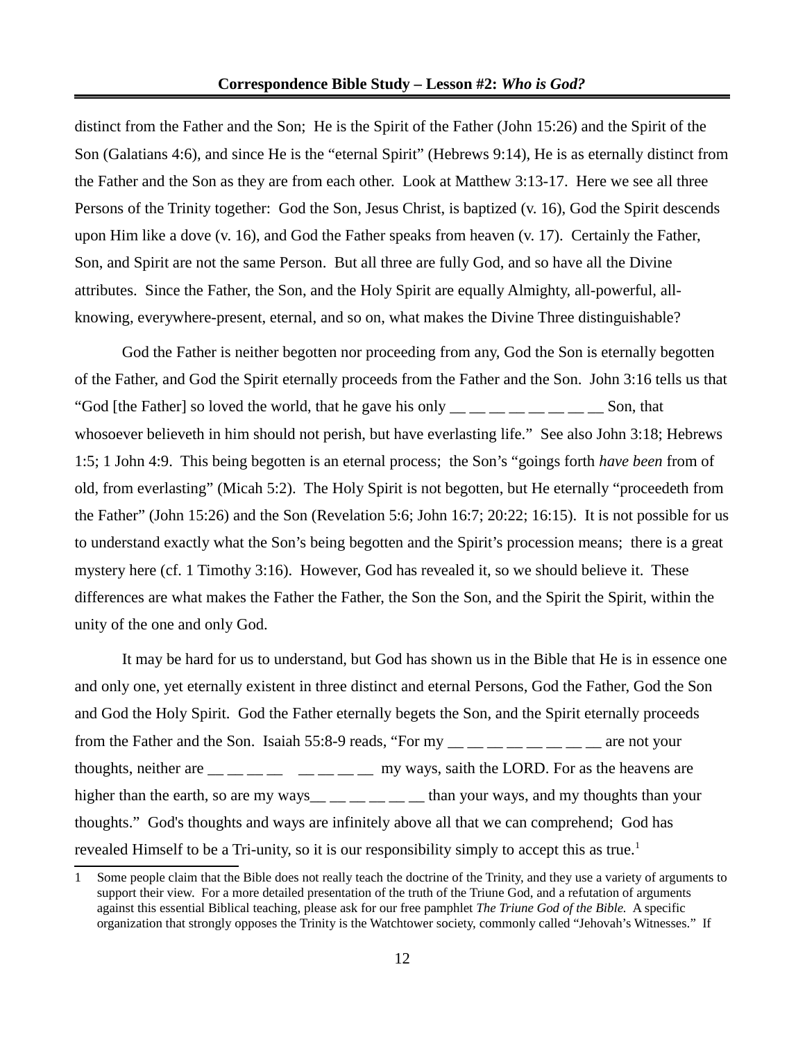distinct from the Father and the Son; He is the Spirit of the Father (John 15:26) and the Spirit of the Son (Galatians 4:6), and since He is the "eternal Spirit" (Hebrews 9:14), He is as eternally distinct from the Father and the Son as they are from each other. Look at Matthew 3:13-17. Here we see all three Persons of the Trinity together: God the Son, Jesus Christ, is baptized (v. 16), God the Spirit descends upon Him like a dove (v. 16), and God the Father speaks from heaven (v. 17). Certainly the Father, Son, and Spirit are not the same Person. But all three are fully God, and so have all the Divine attributes. Since the Father, the Son, and the Holy Spirit are equally Almighty, all-powerful, all-knowing, everywhere-present, eternal, and so on, what makes the Divine Three distinguishable?

God the Father is neither begotten nor proceeding from any, God the Son is eternally begotten of the Father, and God the Spirit eternally proceeds from the Father and the Son. John 3:16 tells us that "God [the Father] so loved the world, that he gave his only __ __ __ __ __ __ __ __ __ Son, that whosoever believeth in him should not perish, but have everlasting life." See also John 3:18; Hebrews 1:5; 1 John 4:9. This being begotten is an eternal process; the Son's "goings forth *have been* from of old, from everlasting" (Micah 5:2). The Holy Spirit is not begotten, but He eternally "proceedeth from the Father" (John 15:26) and the Son (Revelation 5:6; John 16:7; 20:22; 16:15). It is not possible for us to understand exactly what the Son's being begotten and the Spirit's procession means; there is a great mystery here (cf. 1 Timothy 3:16). However, God has revealed it, so we should believe it. These differences are what makes the Father the Father, the Son the Son, and the Spirit the Spirit, within the unity of the one and only God.

It may be hard for us to understand, but God has shown us in the Bible that He is in essence one and only one, yet eternally existent in three distinct and eternal Persons, God the Father, God the Son and God the Holy Spirit. God the Father eternally begets the Son, and the Spirit eternally proceeds from the Father and the Son. Isaiah 55:8-9 reads, "For my __ __ __ __ __ __ __ __ are not your thoughts, neither are __ __ __ __ &nbsp; __ __ __ __ my ways, saith the LORD. For as the heavens are higher than the earth, so are my ways__ __ __ __ __ __ than your ways, and my thoughts than your thoughts." God's thoughts and ways are infinitely above all that we can comprehend; God has revealed Himself to be a Tri-unity, so it is our responsibility simply to accept this as true.[1]

---

1 Some people claim that the Bible does not really teach the doctrine of the Trinity, and they use a variety of arguments to support their view. For a more detailed presentation of the truth of the Triune God, and a refutation of arguments against this essential Biblical teaching, please ask for our free pamphlet *The Triune God of the Bible.* A specific organization that strongly opposes the Trinity is the Watchtower society, commonly called "Jehovah's Witnesses." If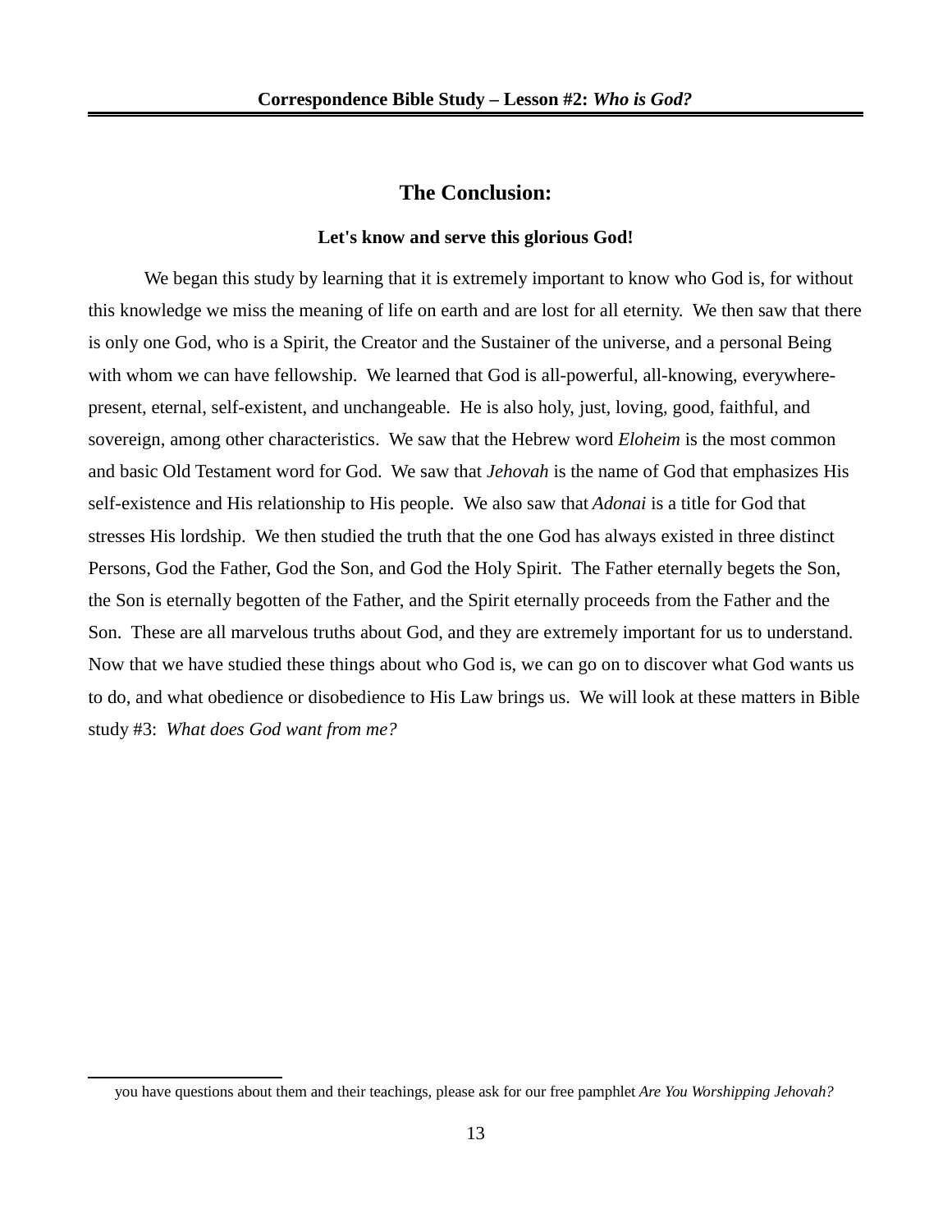## The Conclusion:

**Let's know and serve this glorious God!**

We began this study by learning that it is extremely important to know who God is, for without this knowledge we miss the meaning of life on earth and are lost for all eternity. We then saw that there is only one God, who is a Spirit, the Creator and the Sustainer of the universe, and a personal Being with whom we can have fellowship. We learned that God is all-powerful, all-knowing, everywhere-present, eternal, self-existent, and unchangeable. He is also holy, just, loving, good, faithful, and sovereign, among other characteristics. We saw that the Hebrew word *Eloheim* is the most common and basic Old Testament word for God. We saw that *Jehovah* is the name of God that emphasizes His self-existence and His relationship to His people. We also saw that *Adonai* is a title for God that stresses His lordship. We then studied the truth that the one God has always existed in three distinct Persons, God the Father, God the Son, and God the Holy Spirit. The Father eternally begets the Son, the Son is eternally begotten of the Father, and the Spirit eternally proceeds from the Father and the Son. These are all marvelous truths about God, and they are extremely important for us to understand. Now that we have studied these things about who God is, we can go on to discover what God wants us to do, and what obedience or disobedience to His Law brings us. We will look at these matters in Bible study #3: *What does God want from me?*

---

you have questions about them and their teachings, please ask for our free pamphlet *Are You Worshipping Jehovah?*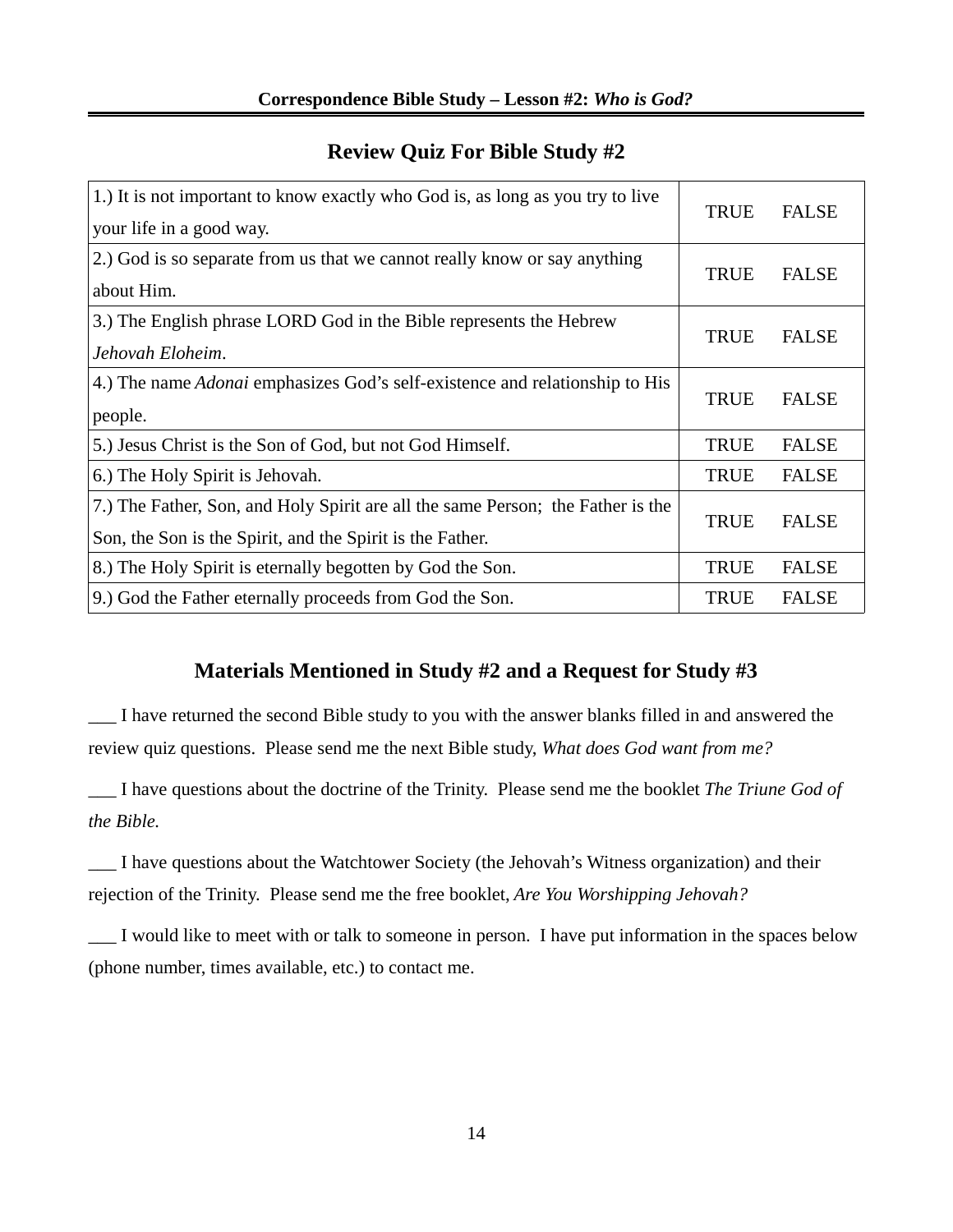## Review Quiz For Bible Study #2

| | |
|---|---|
| 1.) It is not important to know exactly who God is, as long as you try to live your life in a good way. | TRUE FALSE |
| 2.) God is so separate from us that we cannot really know or say anything about Him. | TRUE FALSE |
| 3.) The English phrase LORD God in the Bible represents the Hebrew *Jehovah Eloheim*. | TRUE FALSE |
| 4.) The name *Adonai* emphasizes God's self-existence and relationship to His people. | TRUE FALSE |
| 5.) Jesus Christ is the Son of God, but not God Himself. | TRUE FALSE |
| 6.) The Holy Spirit is Jehovah. | TRUE FALSE |
| 7.) The Father, Son, and Holy Spirit are all the same Person; the Father is the Son, the Son is the Spirit, and the Spirit is the Father. | TRUE FALSE |
| 8.) The Holy Spirit is eternally begotten by God the Son. | TRUE FALSE |
| 9.) God the Father eternally proceeds from God the Son. | TRUE FALSE |

## Materials Mentioned in Study #2 and a Request for Study #3

___ I have returned the second Bible study to you with the answer blanks filled in and answered the review quiz questions. Please send me the next Bible study, *What does God want from me?*

___ I have questions about the doctrine of the Trinity. Please send me the booklet *The Triune God of the Bible.*

___ I have questions about the Watchtower Society (the Jehovah's Witness organization) and their rejection of the Trinity. Please send me the free booklet, *Are You Worshipping Jehovah?*

___ I would like to meet with or talk to someone in person. I have put information in the spaces below (phone number, times available, etc.) to contact me.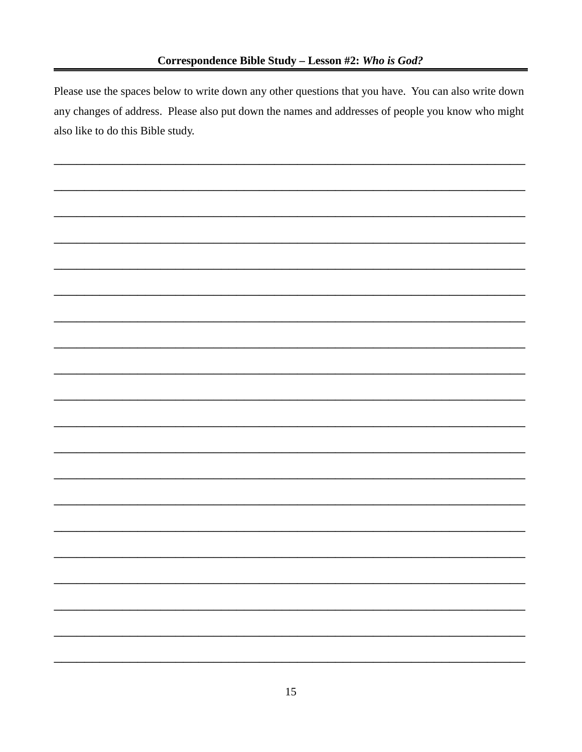Please use the spaces below to write down any other questions that you have. You can also write down any changes of address. Please also put down the names and addresses of people you know who might also like to do this Bible study.

______________________________________________________________________________

______________________________________________________________________________

______________________________________________________________________________

______________________________________________________________________________

______________________________________________________________________________

______________________________________________________________________________

______________________________________________________________________________

______________________________________________________________________________

______________________________________________________________________________

______________________________________________________________________________

______________________________________________________________________________

______________________________________________________________________________

______________________________________________________________________________

______________________________________________________________________________

______________________________________________________________________________

______________________________________________________________________________

______________________________________________________________________________

______________________________________________________________________________

______________________________________________________________________________

______________________________________________________________________________